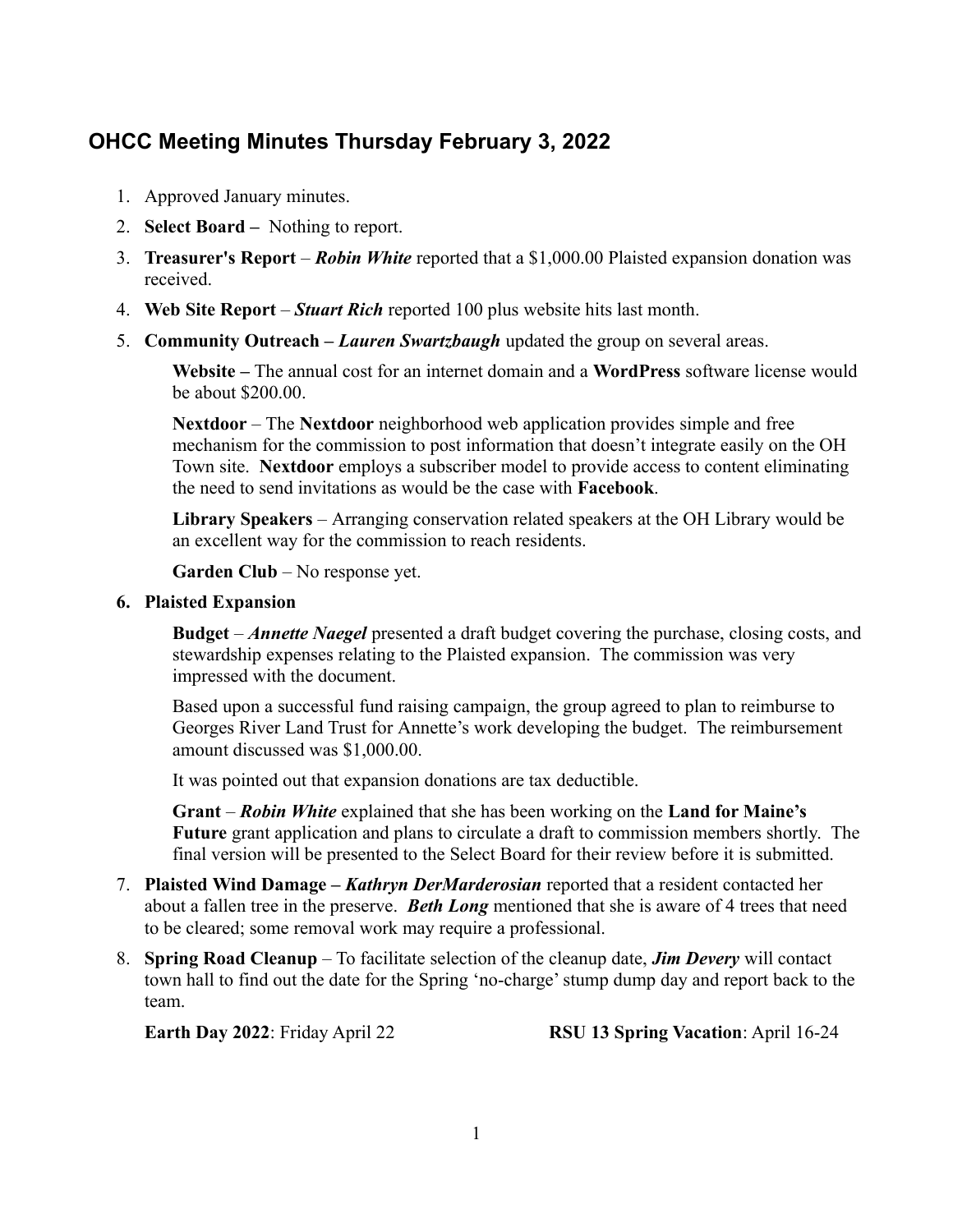## OHCC Meeting Minutes Thursday February 3, 2022

1. Approved January minutes.
2. **Select Board –** Nothing to report.
3. **Treasurer's Report** – ***Robin White*** reported that a $1,000.00 Plaisted expansion donation was received.
4. **Web Site Report** – ***Stuart Rich*** reported 100 plus website hits last month.
5. **Community Outreach – *Lauren Swartzbaugh*** updated the group on several areas.

   **Website –** The annual cost for an internet domain and a **WordPress** software license would be about $200.00.

   **Nextdoor** – The **Nextdoor** neighborhood web application provides simple and free mechanism for the commission to post information that doesn't integrate easily on the OH Town site. **Nextdoor** employs a subscriber model to provide access to content eliminating the need to send invitations as would be the case with **Facebook**.

   **Library Speakers** – Arranging conservation related speakers at the OH Library would be an excellent way for the commission to reach residents.

   **Garden Club** – No response yet.

6. **Plaisted Expansion**

   **Budget** – ***Annette Naegel*** presented a draft budget covering the purchase, closing costs, and stewardship expenses relating to the Plaisted expansion. The commission was very impressed with the document.

   Based upon a successful fund raising campaign, the group agreed to plan to reimburse to Georges River Land Trust for Annette's work developing the budget. The reimbursement amount discussed was $1,000.00.

   It was pointed out that expansion donations are tax deductible.

   **Grant** – ***Robin White*** explained that she has been working on the **Land for Maine's Future** grant application and plans to circulate a draft to commission members shortly. The final version will be presented to the Select Board for their review before it is submitted.

7. **Plaisted Wind Damage – *Kathryn DerMarderosian*** reported that a resident contacted her about a fallen tree in the preserve. ***Beth Long*** mentioned that she is aware of 4 trees that need to be cleared; some removal work may require a professional.
8. **Spring Road Cleanup** – To facilitate selection of the cleanup date, ***Jim Devery*** will contact town hall to find out the date for the Spring 'no-charge' stump dump day and report back to the team.

   **Earth Day 2022**: Friday April 22 **RSU 13 Spring Vacation**: April 16-24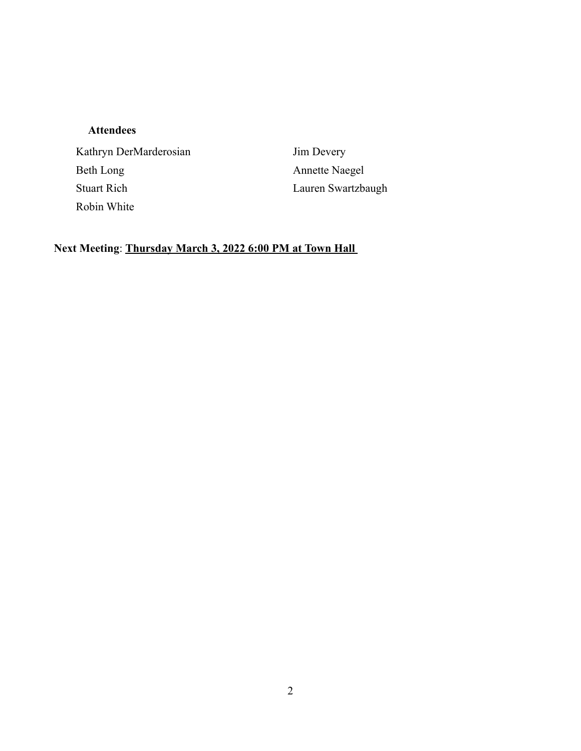**Attendees**

| | |
|---|---|
| Kathryn DerMarderosian | Jim Devery |
| Beth Long | Annette Naegel |
| Stuart Rich | Lauren Swartzbaugh |
| Robin White | |

**Next Meeting**: **Thursday March 3, 2022 6:00 PM at Town Hall**